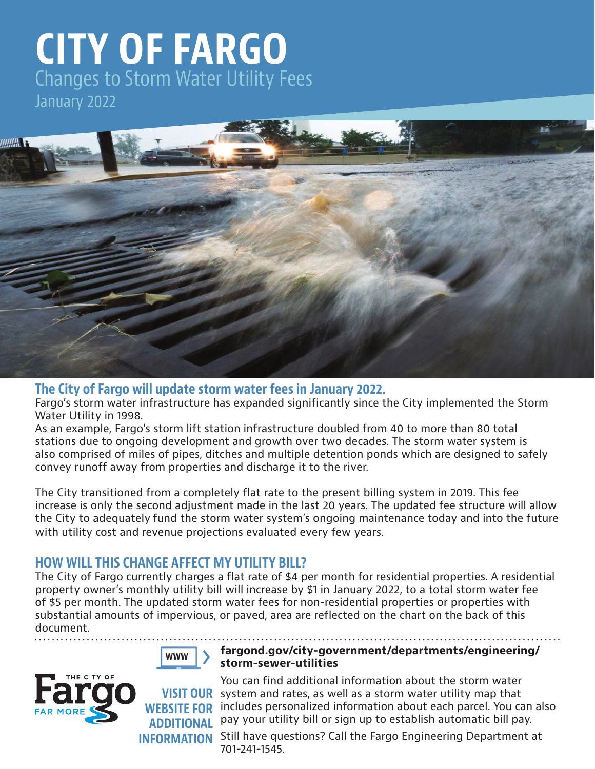# CITY OF FARGO

## Changes to Storm Water Utility Fees

January 2022

### The City of Fargo will update storm water fees in January 2022.

Fargo's storm water infrastructure has expanded significantly since the City implemented the Storm Water Utility in 1998.

As an example, Fargo's storm lift station infrastructure doubled from 40 to more than 80 total stations due to ongoing development and growth over two decades. The storm water system is also comprised of miles of pipes, ditches and multiple detention ponds which are designed to safely convey runoff away from properties and discharge it to the river.

The City transitioned from a completely flat rate to the present billing system in 2019. This fee increase is only the second adjustment made in the last 20 years. The updated fee structure will allow the City to adequately fund the storm water system's ongoing maintenance today and into the future with utility cost and revenue projections evaluated every few years.

### HOW WILL THIS CHANGE AFFECT MY UTILITY BILL?

The City of Fargo currently charges a flat rate of $4 per month for residential properties. A residential property owner's monthly utility bill will increase by $1 in January 2022, to a total storm water fee of $5 per month. The updated storm water fees for non-residential properties or properties with substantial amounts of impervious, or paved, area are reflected on the chart on the back of this document.

---

THE CITY OF **Fargo** FAR MORE

**VISIT OUR WEBSITE FOR ADDITIONAL INFORMATION**

**fargond.gov/city-government/departments/engineering/storm-sewer-utilities**

You can find additional information about the storm water system and rates, as well as a storm water utility map that includes personalized information about each parcel. You can also pay your utility bill or sign up to establish automatic bill pay.

Still have questions? Call the Fargo Engineering Department at 701-241-1545.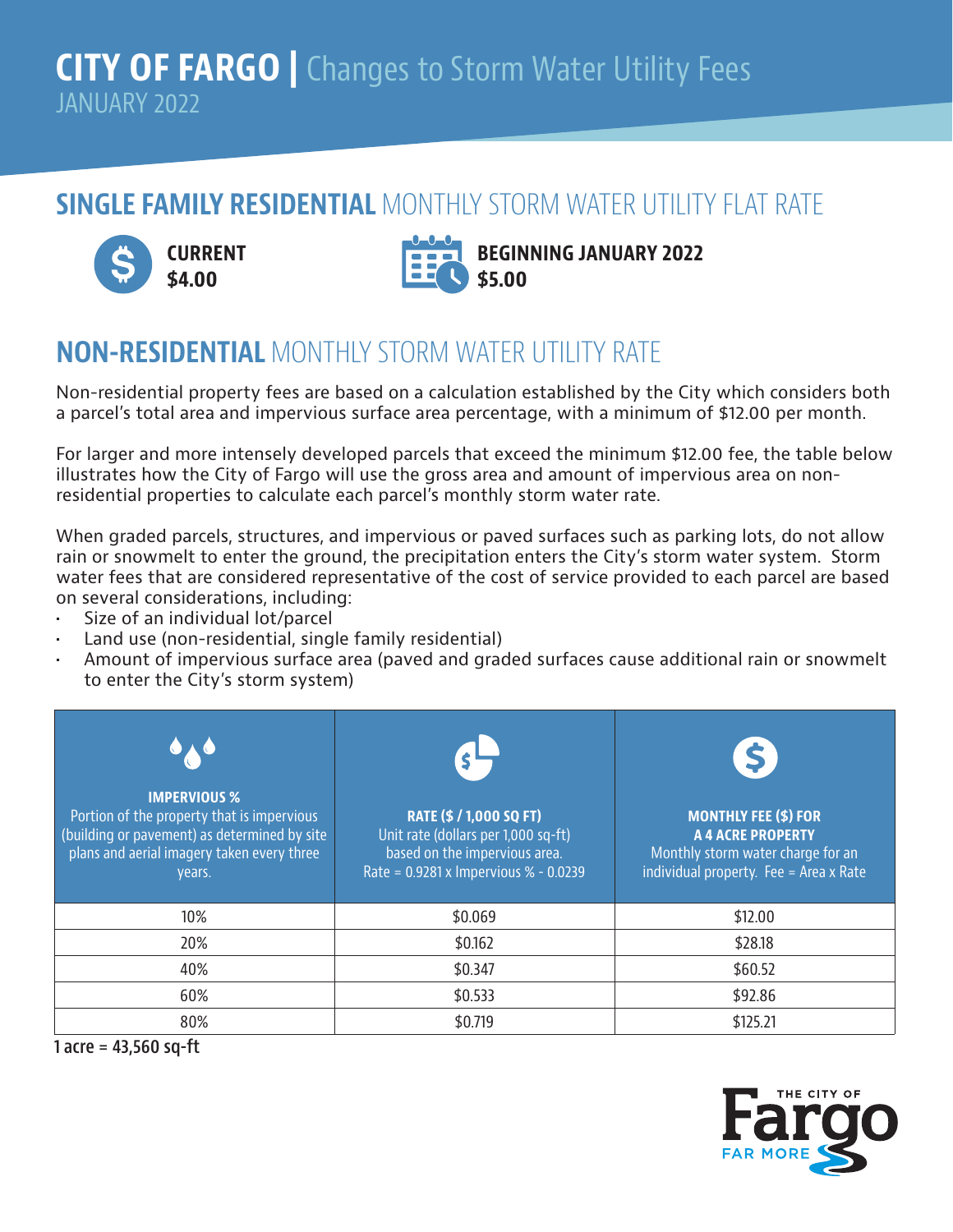# CITY OF FARGO | Changes to Storm Water Utility Fees

JANUARY 2022

## SINGLE FAMILY RESIDENTIAL MONTHLY STORM WATER UTILITY FLAT RATE

**CURRENT**
**$4.00**

**BEGINNING JANUARY 2022**
**$5.00**

## NON-RESIDENTIAL MONTHLY STORM WATER UTILITY RATE

Non-residential property fees are based on a calculation established by the City which considers both a parcel's total area and impervious surface area percentage, with a minimum of $12.00 per month.

For larger and more intensely developed parcels that exceed the minimum $12.00 fee, the table below illustrates how the City of Fargo will use the gross area and amount of impervious area on non-residential properties to calculate each parcel's monthly storm water rate.

When graded parcels, structures, and impervious or paved surfaces such as parking lots, do not allow rain or snowmelt to enter the ground, the precipitation enters the City's storm water system. Storm water fees that are considered representative of the cost of service provided to each parcel are based on several considerations, including:

- Size of an individual lot/parcel
- Land use (non-residential, single family residential)
- Amount of impervious surface area (paved and graded surfaces cause additional rain or snowmelt to enter the City's storm system)

| **IMPERVIOUS %** Portion of the property that is impervious (building or pavement) as determined by site plans and aerial imagery taken every three years. | **RATE ($ / 1,000 SQ FT)** Unit rate (dollars per 1,000 sq-ft) based on the impervious area. Rate = 0.9281 x Impervious % - 0.0239 | **MONTHLY FEE ($) FOR A 4 ACRE PROPERTY** Monthly storm water charge for an individual property. Fee = Area x Rate |
|---|---|---|
| 10% | $0.069 | $12.00 |
| 20% | $0.162 | $28.18 |
| 40% | $0.347 | $60.52 |
| 60% | $0.533 | $92.86 |
| 80% | $0.719 | $125.21 |

1 acre = 43,560 sq-ft

THE CITY OF Fargo FAR MORE